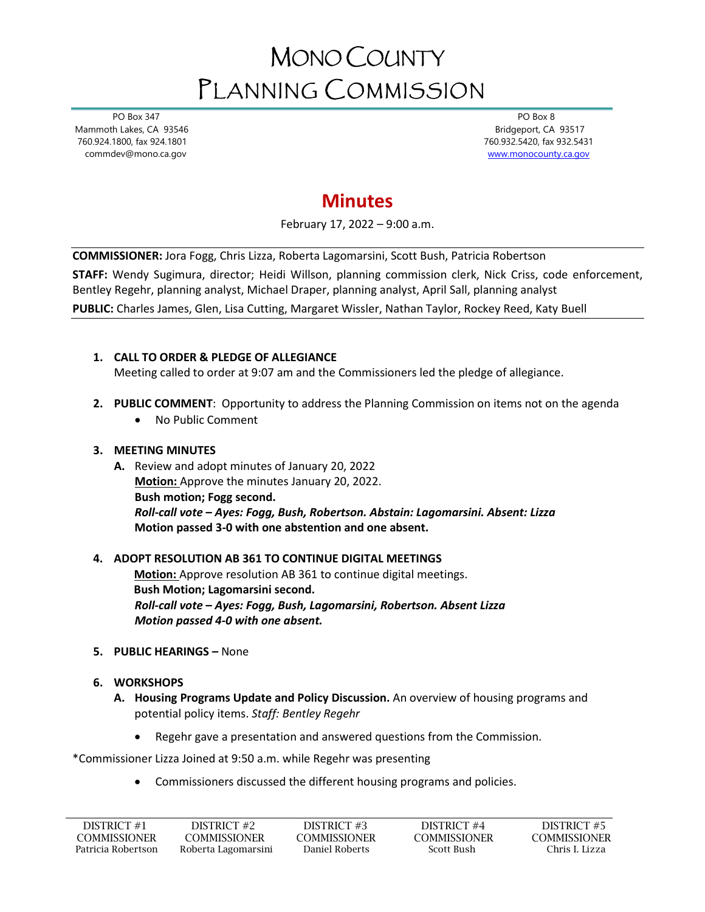# MONO COUNTY PLANNING COMMISSION

PO Box 347
Mammoth Lakes, CA 93546
760.924.1800, fax 924.1801
commdev@mono.ca.gov

PO Box 8
Bridgeport, CA 93517
760.932.5420, fax 932.5431
www.monocounty.ca.gov

## Minutes

February 17, 2022 – 9:00 a.m.

**COMMISSIONER:** Jora Fogg, Chris Lizza, Roberta Lagomarsini, Scott Bush, Patricia Robertson

**STAFF:** Wendy Sugimura, director; Heidi Willson, planning commission clerk, Nick Criss, code enforcement, Bentley Regehr, planning analyst, Michael Draper, planning analyst, April Sall, planning analyst

**PUBLIC:** Charles James, Glen, Lisa Cutting, Margaret Wissler, Nathan Taylor, Rockey Reed, Katy Buell

1. **CALL TO ORDER & PLEDGE OF ALLEGIANCE**
   Meeting called to order at 9:07 am and the Commissioners led the pledge of allegiance.

2. **PUBLIC COMMENT**: Opportunity to address the Planning Commission on items not on the agenda
   - No Public Comment

3. **MEETING MINUTES**
   A. Review and adopt minutes of January 20, 2022
   **Motion:** Approve the minutes January 20, 2022.
   **Bush motion; Fogg second.**
   ***Roll-call vote – Ayes: Fogg, Bush, Robertson. Abstain: Lagomarsini. Absent: Lizza***
   **Motion passed 3-0 with one abstention and one absent.**

4. **ADOPT RESOLUTION AB 361 TO CONTINUE DIGITAL MEETINGS**
   **Motion:** Approve resolution AB 361 to continue digital meetings.
   **Bush Motion; Lagomarsini second.**
   ***Roll-call vote – Ayes: Fogg, Bush, Lagomarsini, Robertson. Absent Lizza***
   ***Motion passed 4-0 with one absent.***

5. **PUBLIC HEARINGS –** None

6. **WORKSHOPS**
   A. **Housing Programs Update and Policy Discussion.** An overview of housing programs and potential policy items. *Staff: Bentley Regehr*
      - Regehr gave a presentation and answered questions from the Commission.

\*Commissioner Lizza Joined at 9:50 a.m. while Regehr was presenting

   - Commissioners discussed the different housing programs and policies.

| DISTRICT #1 COMMISSIONER Patricia Robertson | DISTRICT #2 COMMISSIONER Roberta Lagomarsini | DISTRICT #3 COMMISSIONER Daniel Roberts | DISTRICT #4 COMMISSIONER Scott Bush | DISTRICT #5 COMMISSIONER Chris I. Lizza |
|---|---|---|---|---|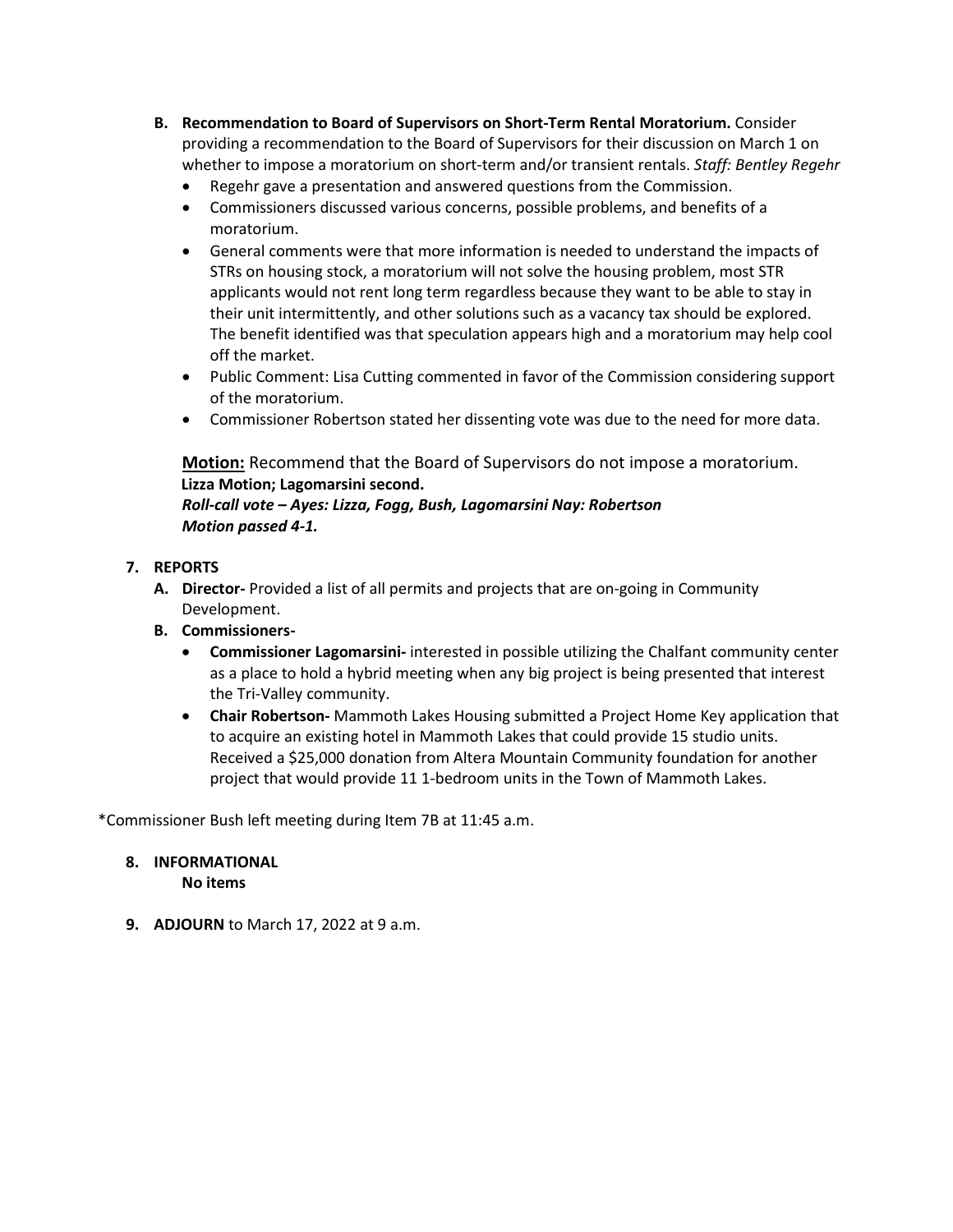**B. Recommendation to Board of Supervisors on Short-Term Rental Moratorium.** Consider providing a recommendation to the Board of Supervisors for their discussion on March 1 on whether to impose a moratorium on short-term and/or transient rentals. *Staff: Bentley Regehr*

- Regehr gave a presentation and answered questions from the Commission.
- Commissioners discussed various concerns, possible problems, and benefits of a moratorium.
- General comments were that more information is needed to understand the impacts of STRs on housing stock, a moratorium will not solve the housing problem, most STR applicants would not rent long term regardless because they want to be able to stay in their unit intermittently, and other solutions such as a vacancy tax should be explored. The benefit identified was that speculation appears high and a moratorium may help cool off the market.
- Public Comment: Lisa Cutting commented in favor of the Commission considering support of the moratorium.
- Commissioner Robertson stated her dissenting vote was due to the need for more data.

**Motion:** Recommend that the Board of Supervisors do not impose a moratorium.
**Lizza Motion; Lagomarsini second.**
***Roll-call vote – Ayes: Lizza, Fogg, Bush, Lagomarsini Nay: Robertson***
***Motion passed 4-1.***

**7. REPORTS**

**A. Director-** Provided a list of all permits and projects that are on-going in Community Development.

**B. Commissioners-**

- **Commissioner Lagomarsini-** interested in possible utilizing the Chalfant community center as a place to hold a hybrid meeting when any big project is being presented that interest the Tri-Valley community.
- **Chair Robertson-** Mammoth Lakes Housing submitted a Project Home Key application that to acquire an existing hotel in Mammoth Lakes that could provide 15 studio units. Received a $25,000 donation from Altera Mountain Community foundation for another project that would provide 11 1-bedroom units in the Town of Mammoth Lakes.

*Commissioner Bush left meeting during Item 7B at 11:45 a.m.

**8. INFORMATIONAL**
**No items**

**9. ADJOURN** to March 17, 2022 at 9 a.m.